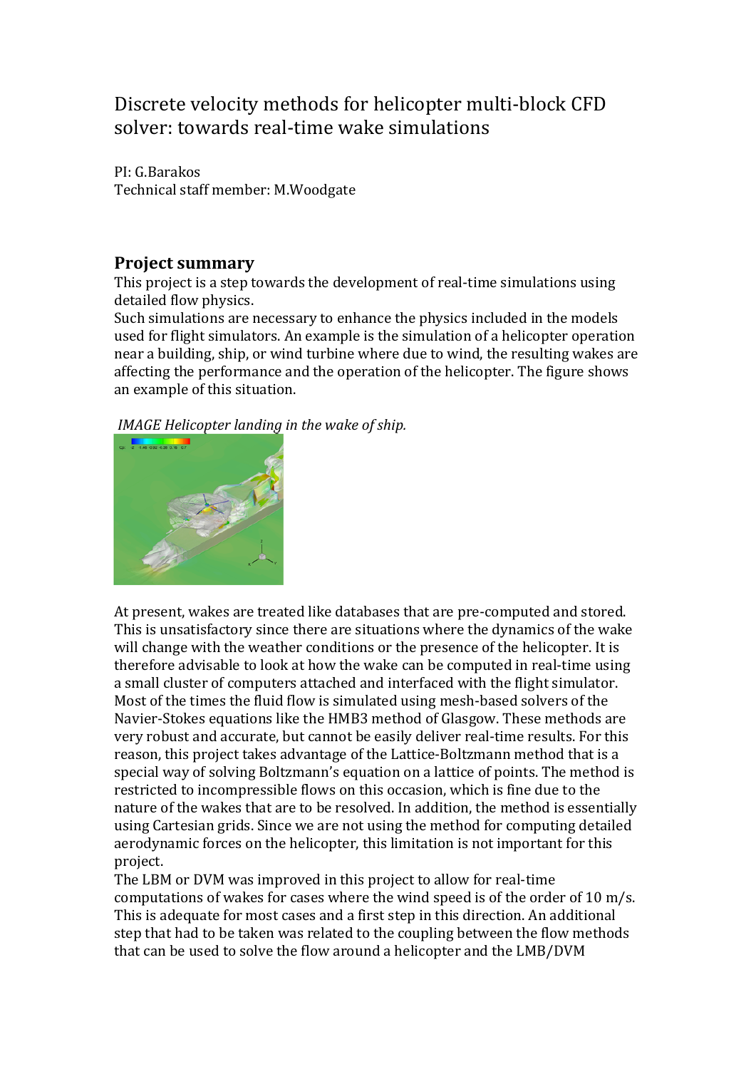# Discrete velocity methods for helicopter multi-block CFD solver: towards real-time wake simulations

PI: G.Barakos
Technical staff member: M.Woodgate

## Project summary

This project is a step towards the development of real-time simulations using detailed flow physics.
Such simulations are necessary to enhance the physics included in the models used for flight simulators. An example is the simulation of a helicopter operation near a building, ship, or wind turbine where due to wind, the resulting wakes are affecting the performance and the operation of the helicopter. The figure shows an example of this situation.

*IMAGE Helicopter landing in the wake of ship.*

At present, wakes are treated like databases that are pre-computed and stored. This is unsatisfactory since there are situations where the dynamics of the wake will change with the weather conditions or the presence of the helicopter. It is therefore advisable to look at how the wake can be computed in real-time using a small cluster of computers attached and interfaced with the flight simulator. Most of the times the fluid flow is simulated using mesh-based solvers of the Navier-Stokes equations like the HMB3 method of Glasgow. These methods are very robust and accurate, but cannot be easily deliver real-time results. For this reason, this project takes advantage of the Lattice-Boltzmann method that is a special way of solving Boltzmann's equation on a lattice of points. The method is restricted to incompressible flows on this occasion, which is fine due to the nature of the wakes that are to be resolved. In addition, the method is essentially using Cartesian grids. Since we are not using the method for computing detailed aerodynamic forces on the helicopter, this limitation is not important for this project.
The LBM or DVM was improved in this project to allow for real-time computations of wakes for cases where the wind speed is of the order of 10 m/s. This is adequate for most cases and a first step in this direction. An additional step that had to be taken was related to the coupling between the flow methods that can be used to solve the flow around a helicopter and the LMB/DVM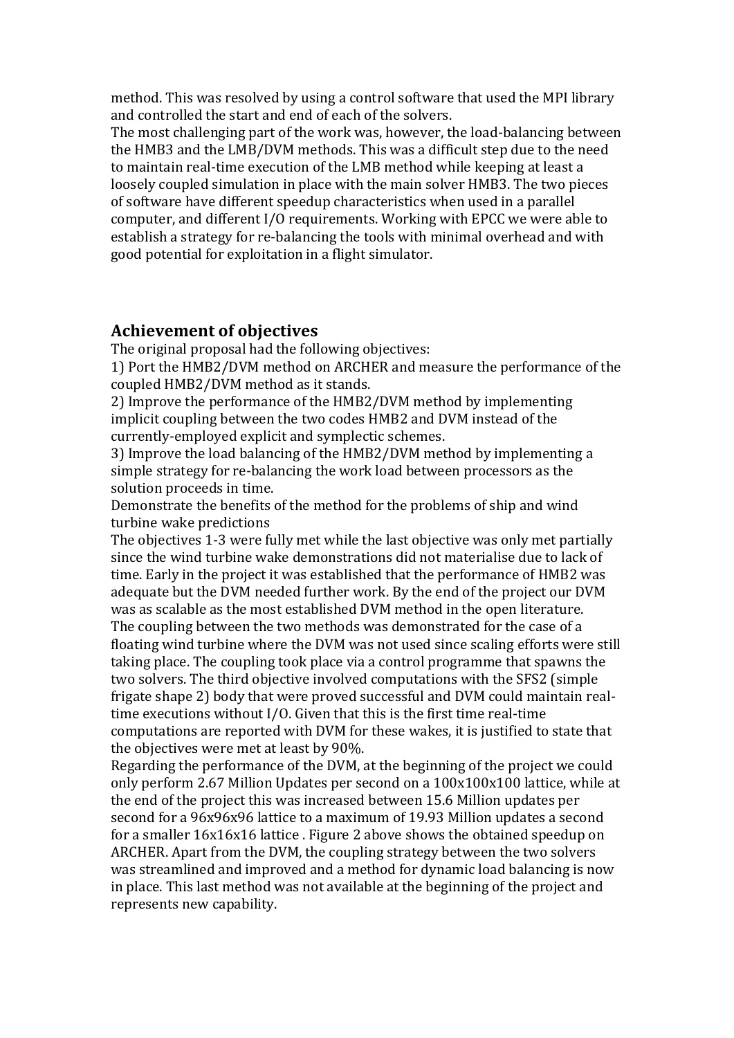method. This was resolved by using a control software that used the MPI library and controlled the start and end of each of the solvers.
The most challenging part of the work was, however, the load-balancing between the HMB3 and the LMB/DVM methods. This was a difficult step due to the need to maintain real-time execution of the LMB method while keeping at least a loosely coupled simulation in place with the main solver HMB3. The two pieces of software have different speedup characteristics when used in a parallel computer, and different I/O requirements. Working with EPCC we were able to establish a strategy for re-balancing the tools with minimal overhead and with good potential for exploitation in a flight simulator.

## Achievement of objectives

The original proposal had the following objectives:
1) Port the HMB2/DVM method on ARCHER and measure the performance of the coupled HMB2/DVM method as it stands.
2) Improve the performance of the HMB2/DVM method by implementing implicit coupling between the two codes HMB2 and DVM instead of the currently-employed explicit and symplectic schemes.
3) Improve the load balancing of the HMB2/DVM method by implementing a simple strategy for re-balancing the work load between processors as the solution proceeds in time.
Demonstrate the benefits of the method for the problems of ship and wind turbine wake predictions
The objectives 1-3 were fully met while the last objective was only met partially since the wind turbine wake demonstrations did not materialise due to lack of time. Early in the project it was established that the performance of HMB2 was adequate but the DVM needed further work. By the end of the project our DVM was as scalable as the most established DVM method in the open literature.
The coupling between the two methods was demonstrated for the case of a floating wind turbine where the DVM was not used since scaling efforts were still taking place. The coupling took place via a control programme that spawns the two solvers. The third objective involved computations with the SFS2 (simple frigate shape 2) body that were proved successful and DVM could maintain real-time executions without I/O. Given that this is the first time real-time computations are reported with DVM for these wakes, it is justified to state that the objectives were met at least by 90%.
Regarding the performance of the DVM, at the beginning of the project we could only perform 2.67 Million Updates per second on a 100x100x100 lattice, while at the end of the project this was increased between 15.6 Million updates per second for a 96x96x96 lattice to a maximum of 19.93 Million updates a second for a smaller 16x16x16 lattice . Figure 2 above shows the obtained speedup on ARCHER. Apart from the DVM, the coupling strategy between the two solvers was streamlined and improved and a method for dynamic load balancing is now in place. This last method was not available at the beginning of the project and represents new capability.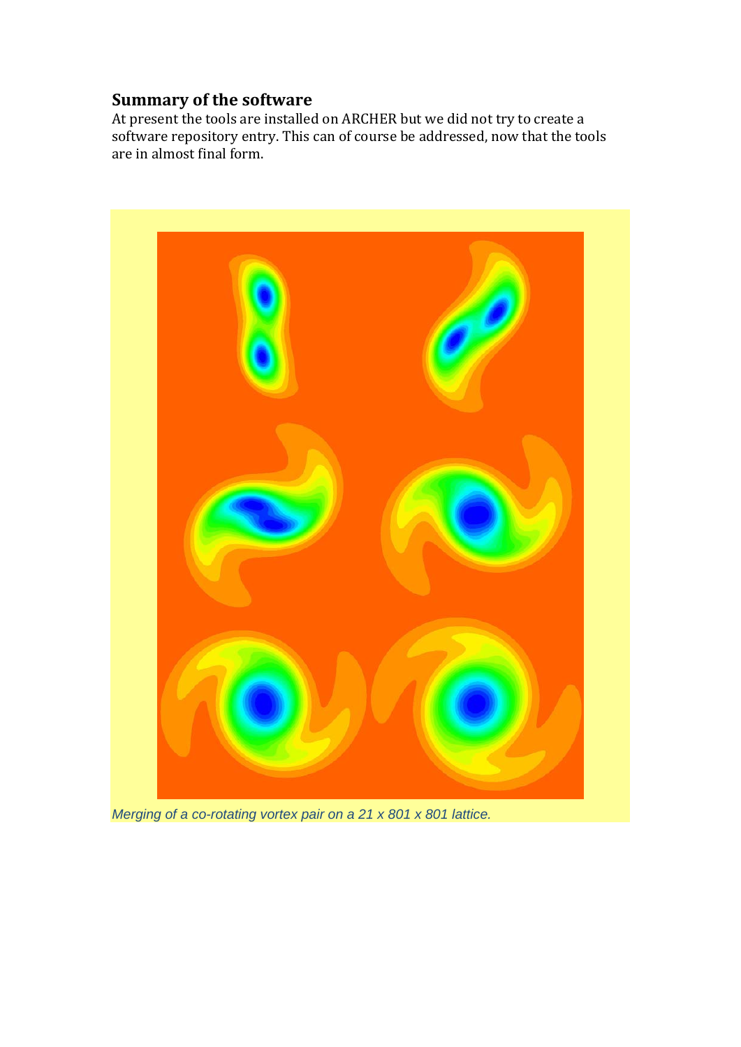## Summary of the software

At present the tools are installed on ARCHER but we did not try to create a software repository entry. This can of course be addressed, now that the tools are in almost final form.

*Merging of a co-rotating vortex pair on a 21 x 801 x 801 lattice.*